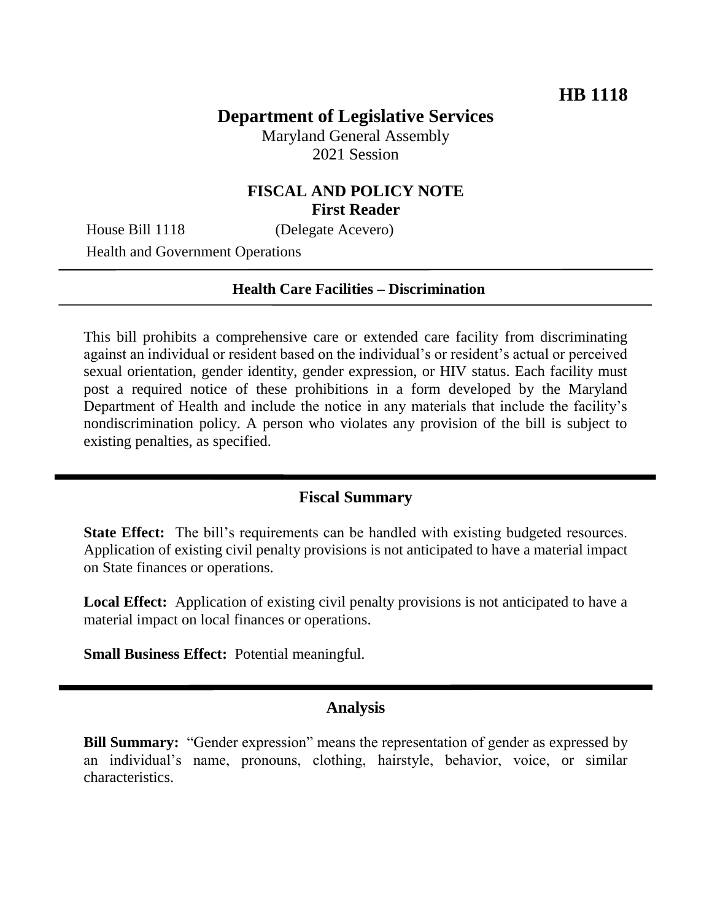**HB 1118**

# Department of Legislative Services

Maryland General Assembly
2021 Session

## FISCAL AND POLICY NOTE
**First Reader**

House Bill 1118 (Delegate Acevero)
Health and Government Operations

---

**Health Care Facilities – Discrimination**

---

This bill prohibits a comprehensive care or extended care facility from discriminating against an individual or resident based on the individual's or resident's actual or perceived sexual orientation, gender identity, gender expression, or HIV status. Each facility must post a required notice of these prohibitions in a form developed by the Maryland Department of Health and include the notice in any materials that include the facility's nondiscrimination policy. A person who violates any provision of the bill is subject to existing penalties, as specified.

---

## Fiscal Summary

**State Effect:** The bill's requirements can be handled with existing budgeted resources. Application of existing civil penalty provisions is not anticipated to have a material impact on State finances or operations.

**Local Effect:** Application of existing civil penalty provisions is not anticipated to have a material impact on local finances or operations.

**Small Business Effect:** Potential meaningful.

---

## Analysis

**Bill Summary:** "Gender expression" means the representation of gender as expressed by an individual's name, pronouns, clothing, hairstyle, behavior, voice, or similar characteristics.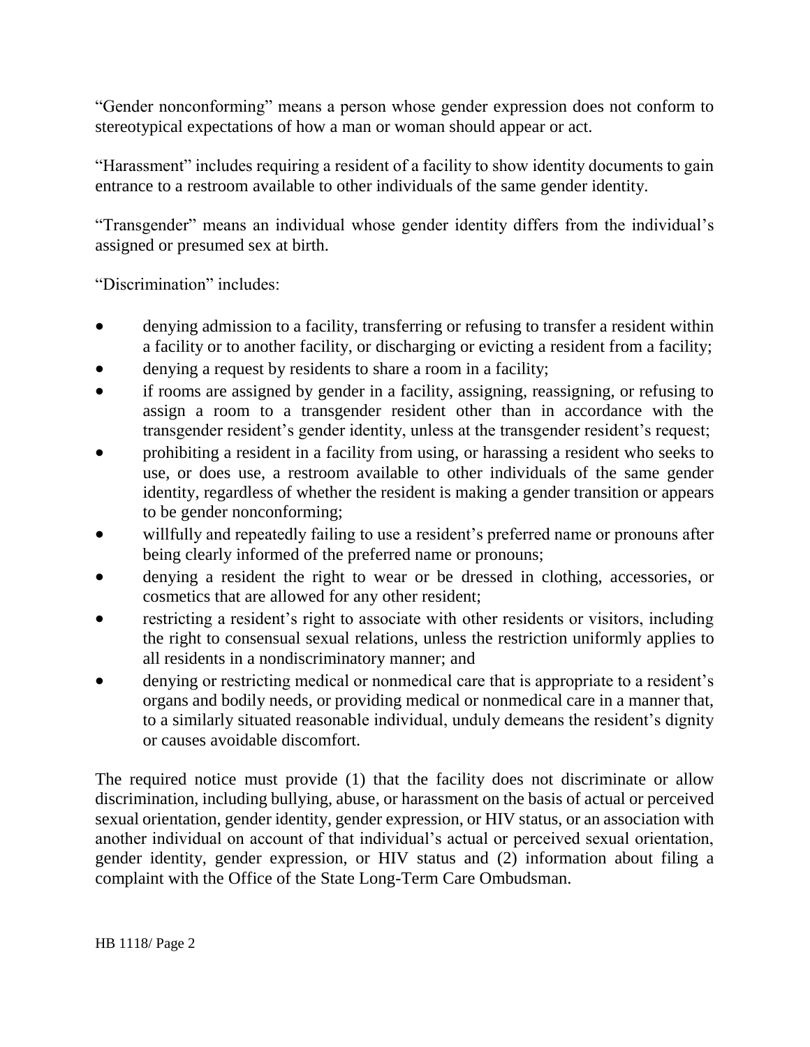"Gender nonconforming" means a person whose gender expression does not conform to stereotypical expectations of how a man or woman should appear or act.

"Harassment" includes requiring a resident of a facility to show identity documents to gain entrance to a restroom available to other individuals of the same gender identity.

"Transgender" means an individual whose gender identity differs from the individual's assigned or presumed sex at birth.

"Discrimination" includes:

- denying admission to a facility, transferring or refusing to transfer a resident within a facility or to another facility, or discharging or evicting a resident from a facility;
- denying a request by residents to share a room in a facility;
- if rooms are assigned by gender in a facility, assigning, reassigning, or refusing to assign a room to a transgender resident other than in accordance with the transgender resident's gender identity, unless at the transgender resident's request;
- prohibiting a resident in a facility from using, or harassing a resident who seeks to use, or does use, a restroom available to other individuals of the same gender identity, regardless of whether the resident is making a gender transition or appears to be gender nonconforming;
- willfully and repeatedly failing to use a resident's preferred name or pronouns after being clearly informed of the preferred name or pronouns;
- denying a resident the right to wear or be dressed in clothing, accessories, or cosmetics that are allowed for any other resident;
- restricting a resident's right to associate with other residents or visitors, including the right to consensual sexual relations, unless the restriction uniformly applies to all residents in a nondiscriminatory manner; and
- denying or restricting medical or nonmedical care that is appropriate to a resident's organs and bodily needs, or providing medical or nonmedical care in a manner that, to a similarly situated reasonable individual, unduly demeans the resident's dignity or causes avoidable discomfort.

The required notice must provide (1) that the facility does not discriminate or allow discrimination, including bullying, abuse, or harassment on the basis of actual or perceived sexual orientation, gender identity, gender expression, or HIV status, or an association with another individual on account of that individual's actual or perceived sexual orientation, gender identity, gender expression, or HIV status and (2) information about filing a complaint with the Office of the State Long-Term Care Ombudsman.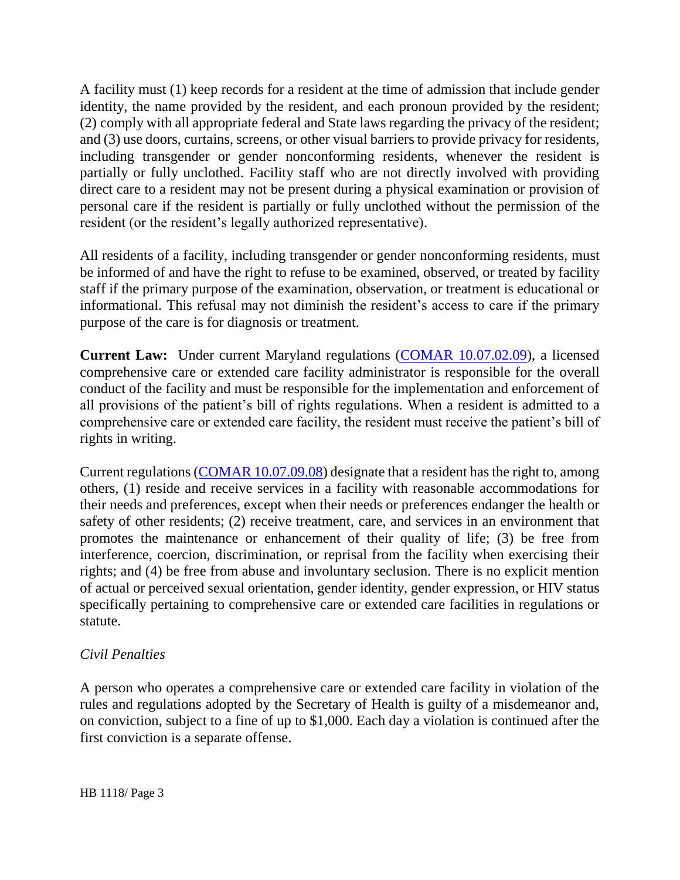A facility must (1) keep records for a resident at the time of admission that include gender identity, the name provided by the resident, and each pronoun provided by the resident; (2) comply with all appropriate federal and State laws regarding the privacy of the resident; and (3) use doors, curtains, screens, or other visual barriers to provide privacy for residents, including transgender or gender nonconforming residents, whenever the resident is partially or fully unclothed. Facility staff who are not directly involved with providing direct care to a resident may not be present during a physical examination or provision of personal care if the resident is partially or fully unclothed without the permission of the resident (or the resident's legally authorized representative).

All residents of a facility, including transgender or gender nonconforming residents, must be informed of and have the right to refuse to be examined, observed, or treated by facility staff if the primary purpose of the examination, observation, or treatment is educational or informational. This refusal may not diminish the resident's access to care if the primary purpose of the care is for diagnosis or treatment.

**Current Law:** Under current Maryland regulations ([COMAR 10.07.02.09]()), a licensed comprehensive care or extended care facility administrator is responsible for the overall conduct of the facility and must be responsible for the implementation and enforcement of all provisions of the patient's bill of rights regulations. When a resident is admitted to a comprehensive care or extended care facility, the resident must receive the patient's bill of rights in writing.

Current regulations ([COMAR 10.07.09.08]()) designate that a resident has the right to, among others, (1) reside and receive services in a facility with reasonable accommodations for their needs and preferences, except when their needs or preferences endanger the health or safety of other residents; (2) receive treatment, care, and services in an environment that promotes the maintenance or enhancement of their quality of life; (3) be free from interference, coercion, discrimination, or reprisal from the facility when exercising their rights; and (4) be free from abuse and involuntary seclusion. There is no explicit mention of actual or perceived sexual orientation, gender identity, gender expression, or HIV status specifically pertaining to comprehensive care or extended care facilities in regulations or statute.

*Civil Penalties*

A person who operates a comprehensive care or extended care facility in violation of the rules and regulations adopted by the Secretary of Health is guilty of a misdemeanor and, on conviction, subject to a fine of up to $1,000. Each day a violation is continued after the first conviction is a separate offense.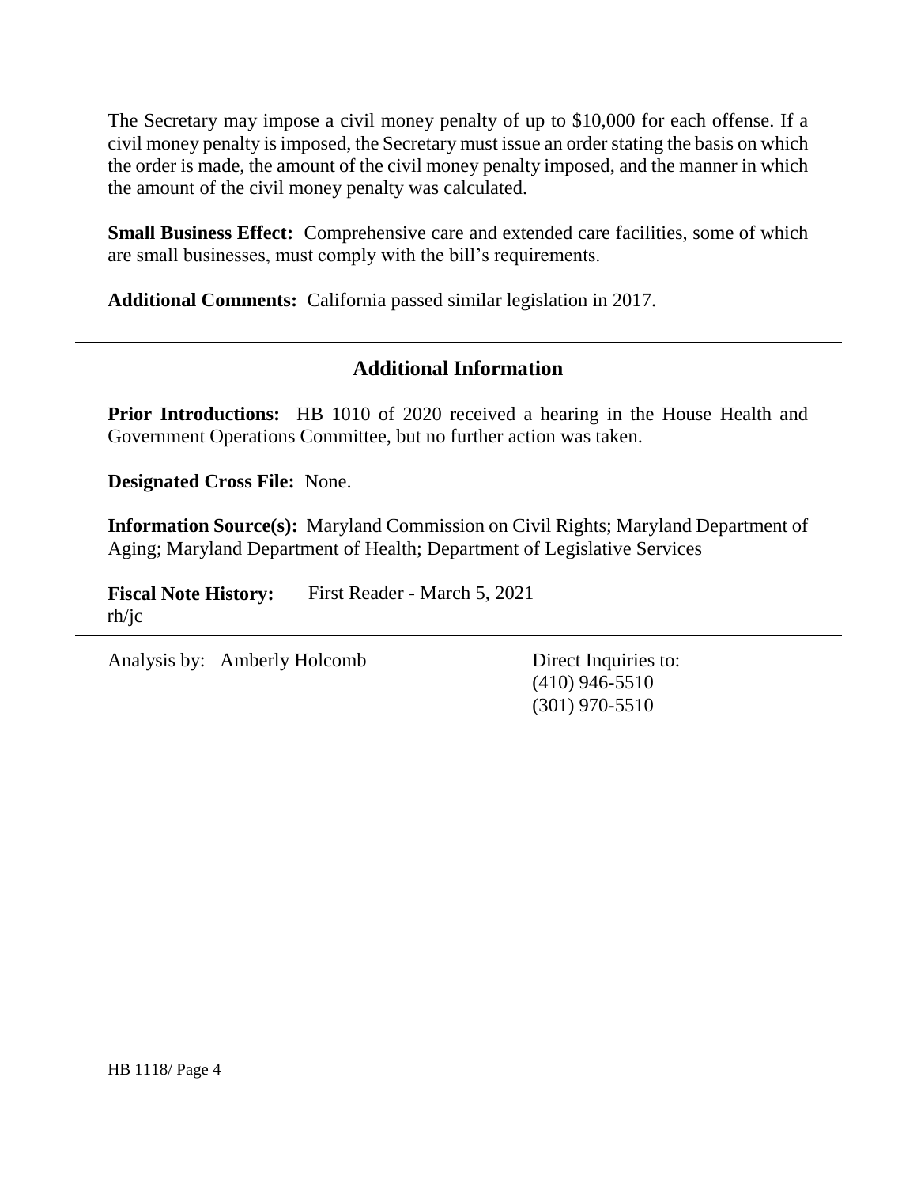The Secretary may impose a civil money penalty of up to $10,000 for each offense. If a civil money penalty is imposed, the Secretary must issue an order stating the basis on which the order is made, the amount of the civil money penalty imposed, and the manner in which the amount of the civil money penalty was calculated.

**Small Business Effect:** Comprehensive care and extended care facilities, some of which are small businesses, must comply with the bill's requirements.

**Additional Comments:** California passed similar legislation in 2017.

---

## Additional Information

**Prior Introductions:** HB 1010 of 2020 received a hearing in the House Health and Government Operations Committee, but no further action was taken.

**Designated Cross File:** None.

**Information Source(s):** Maryland Commission on Civil Rights; Maryland Department of Aging; Maryland Department of Health; Department of Legislative Services

**Fiscal Note History:** First Reader - March 5, 2021
rh/jc

---

Analysis by: Amberly Holcomb

Direct Inquiries to:
(410) 946-5510
(301) 970-5510